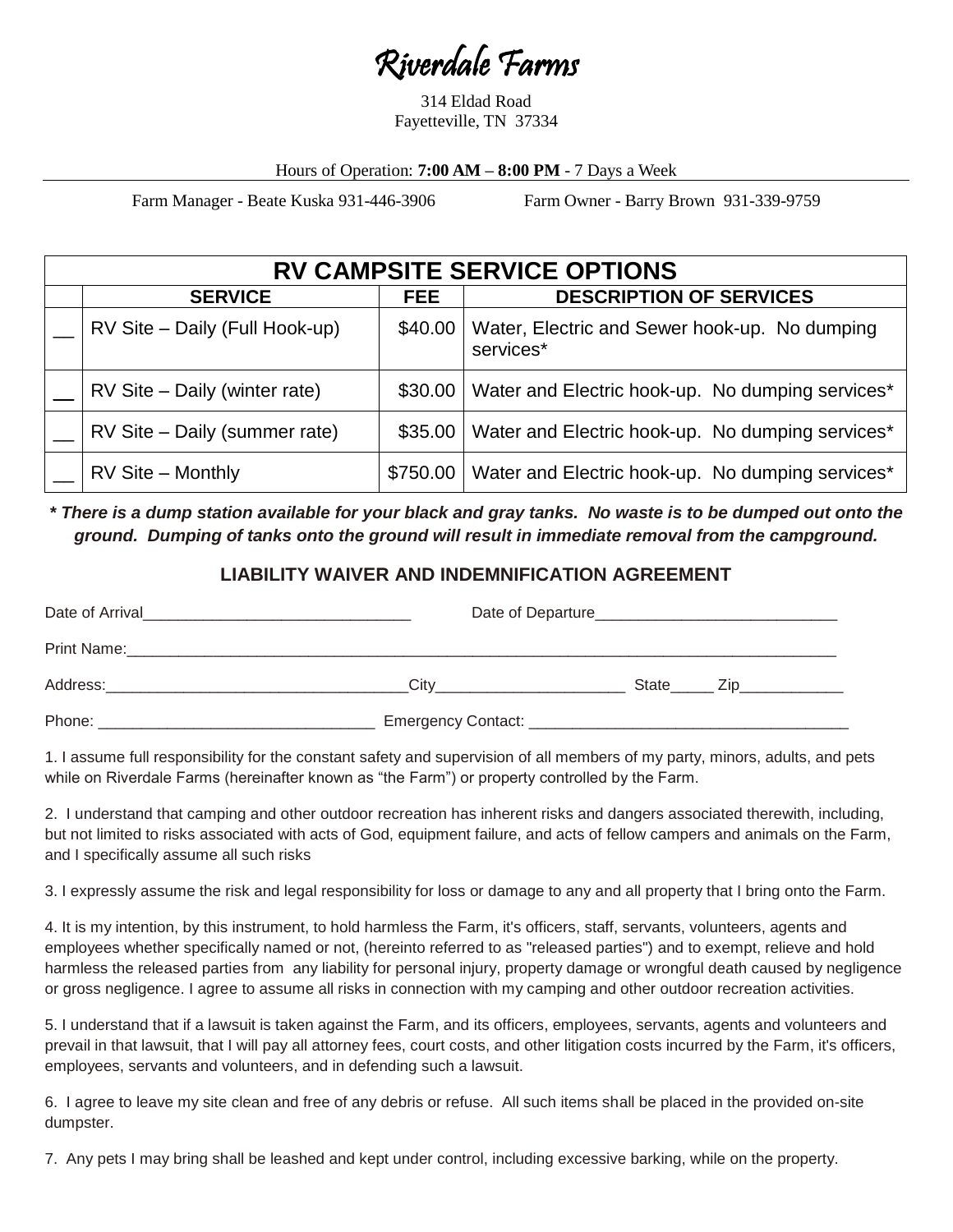# Riverdale Farms

314 Eldad Road
Fayetteville, TN 37334

Hours of Operation: **7:00 AM – 8:00 PM** - 7 Days a Week

Farm Manager - Beate Kuska 931-446-3906 Farm Owner - Barry Brown 931-339-9759

| RV CAMPSITE SERVICE OPTIONS | | | |
|---|---|---|---|
| | **SERVICE** | **FEE** | **DESCRIPTION OF SERVICES** |
| __ | RV Site – Daily (Full Hook-up) | $40.00 | Water, Electric and Sewer hook-up. No dumping services* |
| __ | RV Site – Daily (winter rate) | $30.00 | Water and Electric hook-up. No dumping services* |
| __ | RV Site – Daily (summer rate) | $35.00 | Water and Electric hook-up. No dumping services* |
| __ | RV Site – Monthly | $750.00 | Water and Electric hook-up. No dumping services* |

***\* There is a dump station available for your black and gray tanks. No waste is to be dumped out onto the ground. Dumping of tanks onto the ground will result in immediate removal from the campground.***

## LIABILITY WAIVER AND INDEMNIFICATION AGREEMENT

Date of Arrival_______________________________ Date of Departure____________________________

Print Name:_____________________________________________________________________________________

Address:___________________________________City______________________ State_____ Zip____________

Phone: ________________________________ Emergency Contact: _____________________________________

1. I assume full responsibility for the constant safety and supervision of all members of my party, minors, adults, and pets while on Riverdale Farms (hereinafter known as "the Farm") or property controlled by the Farm.

2. I understand that camping and other outdoor recreation has inherent risks and dangers associated therewith, including, but not limited to risks associated with acts of God, equipment failure, and acts of fellow campers and animals on the Farm, and I specifically assume all such risks

3. I expressly assume the risk and legal responsibility for loss or damage to any and all property that I bring onto the Farm.

4. It is my intention, by this instrument, to hold harmless the Farm, it's officers, staff, servants, volunteers, agents and employees whether specifically named or not, (hereinto referred to as "released parties") and to exempt, relieve and hold harmless the released parties from any liability for personal injury, property damage or wrongful death caused by negligence or gross negligence. I agree to assume all risks in connection with my camping and other outdoor recreation activities.

5. I understand that if a lawsuit is taken against the Farm, and its officers, employees, servants, agents and volunteers and prevail in that lawsuit, that I will pay all attorney fees, court costs, and other litigation costs incurred by the Farm, it's officers, employees, servants and volunteers, and in defending such a lawsuit.

6. I agree to leave my site clean and free of any debris or refuse. All such items shall be placed in the provided on-site dumpster.

7. Any pets I may bring shall be leashed and kept under control, including excessive barking, while on the property.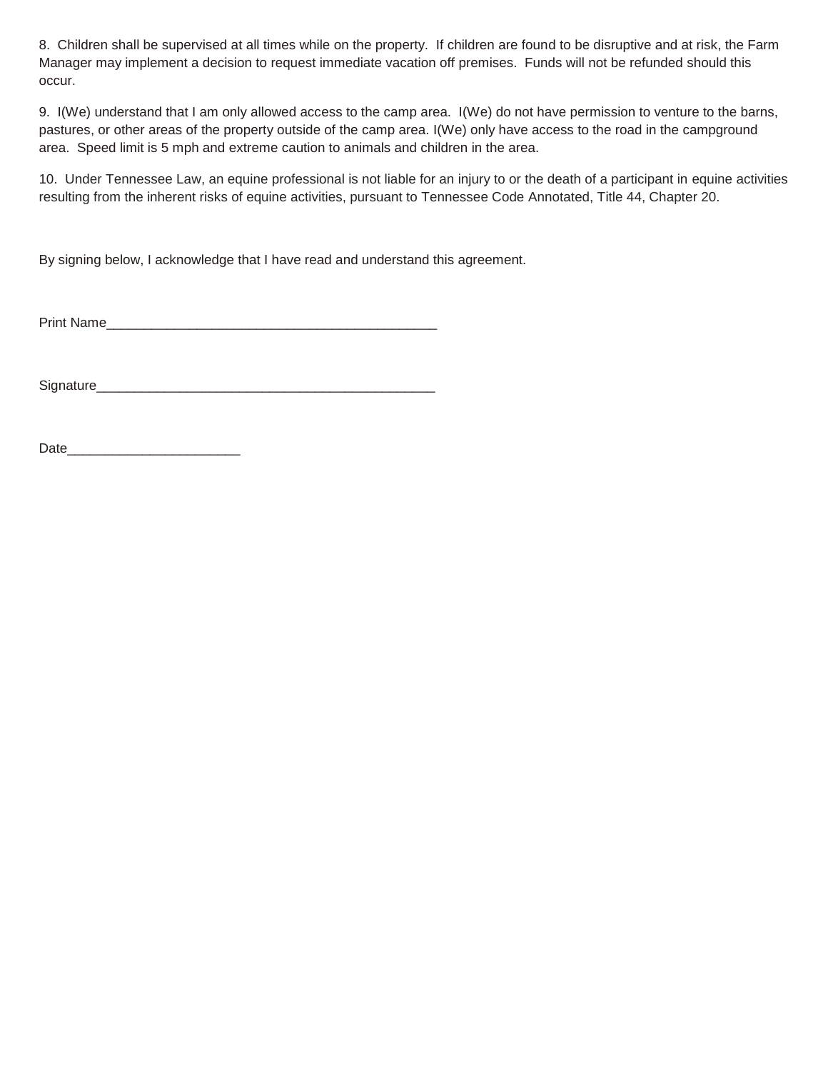8. Children shall be supervised at all times while on the property. If children are found to be disruptive and at risk, the Farm Manager may implement a decision to request immediate vacation off premises. Funds will not be refunded should this occur.

9. I(We) understand that I am only allowed access to the camp area. I(We) do not have permission to venture to the barns, pastures, or other areas of the property outside of the camp area. I(We) only have access to the road in the campground area. Speed limit is 5 mph and extreme caution to animals and children in the area.

10. Under Tennessee Law, an equine professional is not liable for an injury to or the death of a participant in equine activities resulting from the inherent risks of equine activities, pursuant to Tennessee Code Annotated, Title 44, Chapter 20.

By signing below, I acknowledge that I have read and understand this agreement.

Print Name_______________________________________________

Signature_________________________________________________

Date________________________